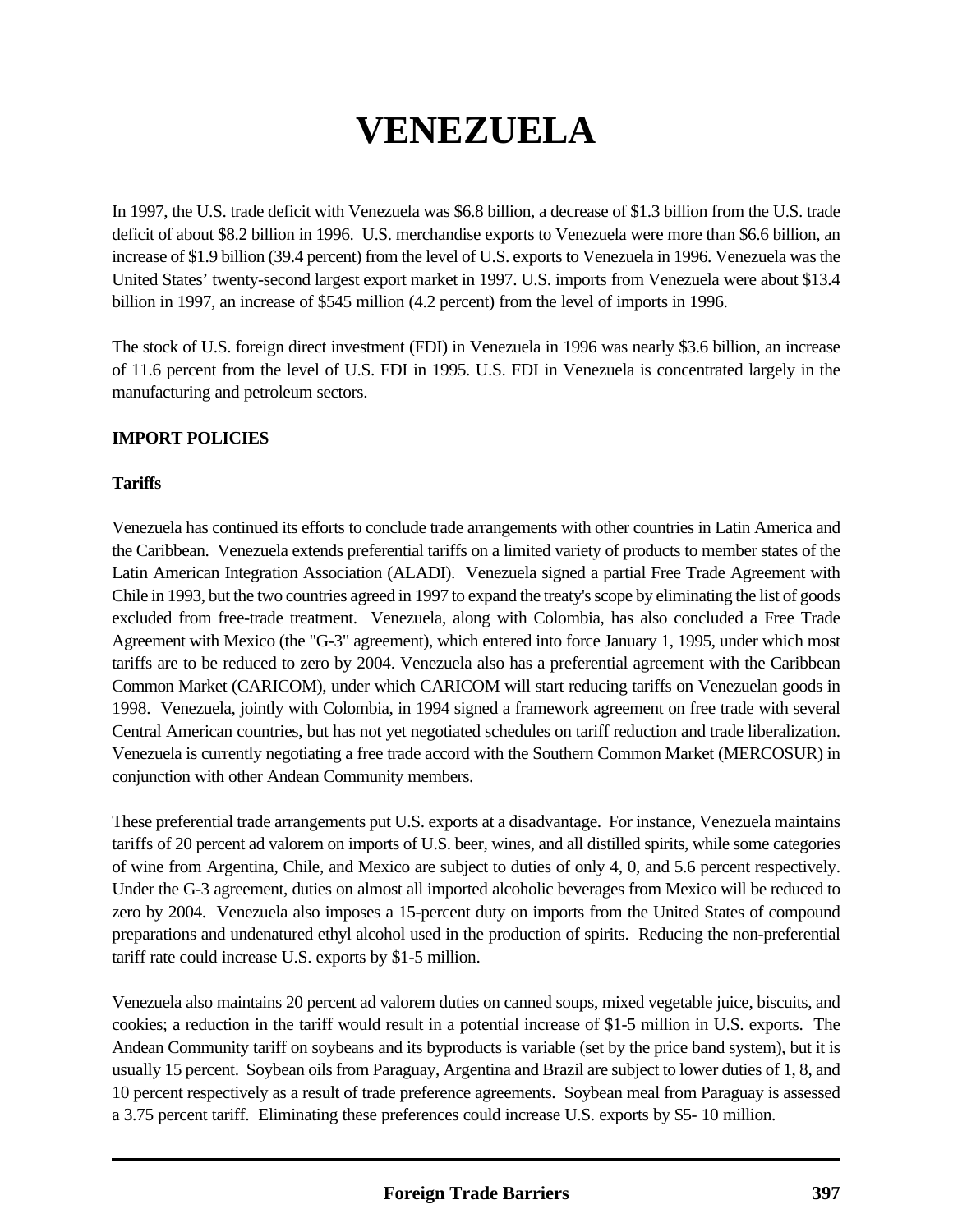# VENEZUELA

In 1997, the U.S. trade deficit with Venezuela was $6.8 billion, a decrease of $1.3 billion from the U.S. trade deficit of about $8.2 billion in 1996. U.S. merchandise exports to Venezuela were more than $6.6 billion, an increase of $1.9 billion (39.4 percent) from the level of U.S. exports to Venezuela in 1996. Venezuela was the United States' twenty-second largest export market in 1997. U.S. imports from Venezuela were about $13.4 billion in 1997, an increase of $545 million (4.2 percent) from the level of imports in 1996.

The stock of U.S. foreign direct investment (FDI) in Venezuela in 1996 was nearly $3.6 billion, an increase of 11.6 percent from the level of U.S. FDI in 1995. U.S. FDI in Venezuela is concentrated largely in the manufacturing and petroleum sectors.

## IMPORT POLICIES

### Tariffs

Venezuela has continued its efforts to conclude trade arrangements with other countries in Latin America and the Caribbean. Venezuela extends preferential tariffs on a limited variety of products to member states of the Latin American Integration Association (ALADI). Venezuela signed a partial Free Trade Agreement with Chile in 1993, but the two countries agreed in 1997 to expand the treaty's scope by eliminating the list of goods excluded from free-trade treatment. Venezuela, along with Colombia, has also concluded a Free Trade Agreement with Mexico (the "G-3" agreement), which entered into force January 1, 1995, under which most tariffs are to be reduced to zero by 2004. Venezuela also has a preferential agreement with the Caribbean Common Market (CARICOM), under which CARICOM will start reducing tariffs on Venezuelan goods in 1998. Venezuela, jointly with Colombia, in 1994 signed a framework agreement on free trade with several Central American countries, but has not yet negotiated schedules on tariff reduction and trade liberalization. Venezuela is currently negotiating a free trade accord with the Southern Common Market (MERCOSUR) in conjunction with other Andean Community members.

These preferential trade arrangements put U.S. exports at a disadvantage. For instance, Venezuela maintains tariffs of 20 percent ad valorem on imports of U.S. beer, wines, and all distilled spirits, while some categories of wine from Argentina, Chile, and Mexico are subject to duties of only 4, 0, and 5.6 percent respectively. Under the G-3 agreement, duties on almost all imported alcoholic beverages from Mexico will be reduced to zero by 2004. Venezuela also imposes a 15-percent duty on imports from the United States of compound preparations and undenatured ethyl alcohol used in the production of spirits. Reducing the non-preferential tariff rate could increase U.S. exports by $1-5 million.

Venezuela also maintains 20 percent ad valorem duties on canned soups, mixed vegetable juice, biscuits, and cookies; a reduction in the tariff would result in a potential increase of $1-5 million in U.S. exports. The Andean Community tariff on soybeans and its byproducts is variable (set by the price band system), but it is usually 15 percent. Soybean oils from Paraguay, Argentina and Brazil are subject to lower duties of 1, 8, and 10 percent respectively as a result of trade preference agreements. Soybean meal from Paraguay is assessed a 3.75 percent tariff. Eliminating these preferences could increase U.S. exports by $5- 10 million.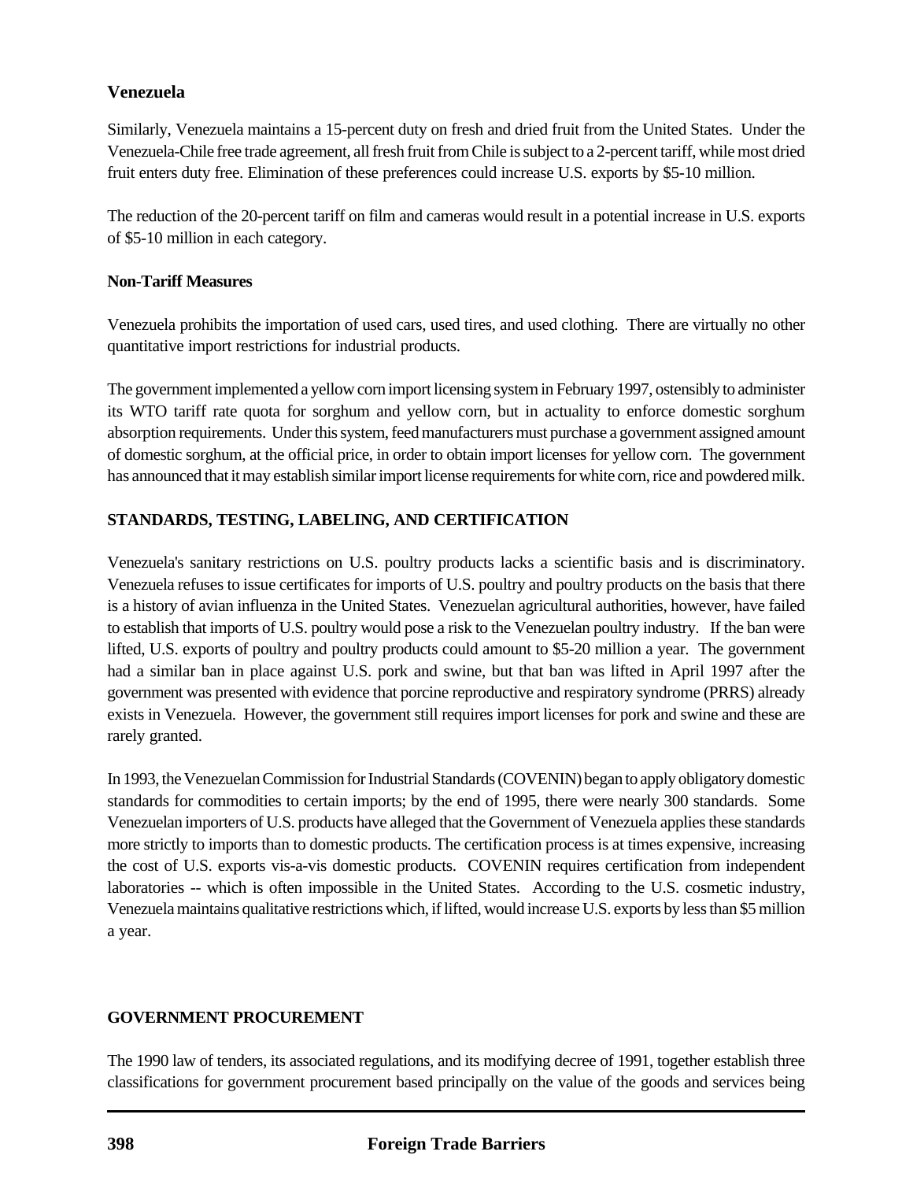### Venezuela

Similarly, Venezuela maintains a 15-percent duty on fresh and dried fruit from the United States. Under the Venezuela-Chile free trade agreement, all fresh fruit from Chile is subject to a 2-percent tariff, while most dried fruit enters duty free. Elimination of these preferences could increase U.S. exports by $5-10 million.

The reduction of the 20-percent tariff on film and cameras would result in a potential increase in U.S. exports of $5-10 million in each category.

#### Non-Tariff Measures

Venezuela prohibits the importation of used cars, used tires, and used clothing. There are virtually no other quantitative import restrictions for industrial products.

The government implemented a yellow corn import licensing system in February 1997, ostensibly to administer its WTO tariff rate quota for sorghum and yellow corn, but in actuality to enforce domestic sorghum absorption requirements. Under this system, feed manufacturers must purchase a government assigned amount of domestic sorghum, at the official price, in order to obtain import licenses for yellow corn. The government has announced that it may establish similar import license requirements for white corn, rice and powdered milk.

## STANDARDS, TESTING, LABELING, AND CERTIFICATION

Venezuela's sanitary restrictions on U.S. poultry products lacks a scientific basis and is discriminatory. Venezuela refuses to issue certificates for imports of U.S. poultry and poultry products on the basis that there is a history of avian influenza in the United States. Venezuelan agricultural authorities, however, have failed to establish that imports of U.S. poultry would pose a risk to the Venezuelan poultry industry. If the ban were lifted, U.S. exports of poultry and poultry products could amount to $5-20 million a year. The government had a similar ban in place against U.S. pork and swine, but that ban was lifted in April 1997 after the government was presented with evidence that porcine reproductive and respiratory syndrome (PRRS) already exists in Venezuela. However, the government still requires import licenses for pork and swine and these are rarely granted.

In 1993, the Venezuelan Commission for Industrial Standards (COVENIN) began to apply obligatory domestic standards for commodities to certain imports; by the end of 1995, there were nearly 300 standards. Some Venezuelan importers of U.S. products have alleged that the Government of Venezuela applies these standards more strictly to imports than to domestic products. The certification process is at times expensive, increasing the cost of U.S. exports vis-a-vis domestic products. COVENIN requires certification from independent laboratories -- which is often impossible in the United States. According to the U.S. cosmetic industry, Venezuela maintains qualitative restrictions which, if lifted, would increase U.S. exports by less than $5 million a year.

## GOVERNMENT PROCUREMENT

The 1990 law of tenders, its associated regulations, and its modifying decree of 1991, together establish three classifications for government procurement based principally on the value of the goods and services being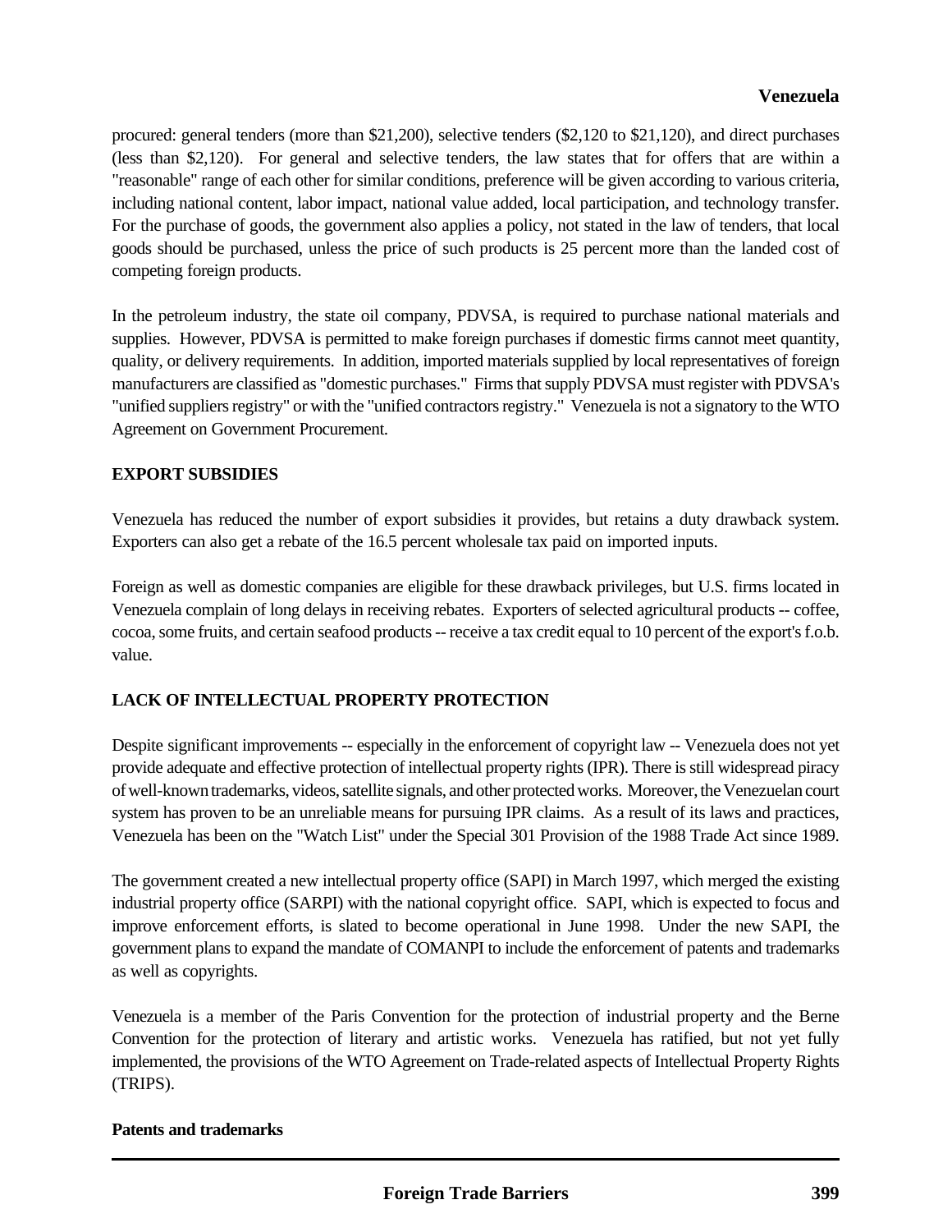procured: general tenders (more than $21,200), selective tenders ($2,120 to $21,120), and direct purchases (less than $2,120). For general and selective tenders, the law states that for offers that are within a "reasonable" range of each other for similar conditions, preference will be given according to various criteria, including national content, labor impact, national value added, local participation, and technology transfer. For the purchase of goods, the government also applies a policy, not stated in the law of tenders, that local goods should be purchased, unless the price of such products is 25 percent more than the landed cost of competing foreign products.

In the petroleum industry, the state oil company, PDVSA, is required to purchase national materials and supplies. However, PDVSA is permitted to make foreign purchases if domestic firms cannot meet quantity, quality, or delivery requirements. In addition, imported materials supplied by local representatives of foreign manufacturers are classified as "domestic purchases." Firms that supply PDVSA must register with PDVSA's "unified suppliers registry" or with the "unified contractors registry." Venezuela is not a signatory to the WTO Agreement on Government Procurement.

## EXPORT SUBSIDIES

Venezuela has reduced the number of export subsidies it provides, but retains a duty drawback system. Exporters can also get a rebate of the 16.5 percent wholesale tax paid on imported inputs.

Foreign as well as domestic companies are eligible for these drawback privileges, but U.S. firms located in Venezuela complain of long delays in receiving rebates. Exporters of selected agricultural products -- coffee, cocoa, some fruits, and certain seafood products -- receive a tax credit equal to 10 percent of the export's f.o.b. value.

## LACK OF INTELLECTUAL PROPERTY PROTECTION

Despite significant improvements -- especially in the enforcement of copyright law -- Venezuela does not yet provide adequate and effective protection of intellectual property rights (IPR). There is still widespread piracy of well-known trademarks, videos, satellite signals, and other protected works. Moreover, the Venezuelan court system has proven to be an unreliable means for pursuing IPR claims. As a result of its laws and practices, Venezuela has been on the "Watch List" under the Special 301 Provision of the 1988 Trade Act since 1989.

The government created a new intellectual property office (SAPI) in March 1997, which merged the existing industrial property office (SARPI) with the national copyright office. SAPI, which is expected to focus and improve enforcement efforts, is slated to become operational in June 1998. Under the new SAPI, the government plans to expand the mandate of COMANPI to include the enforcement of patents and trademarks as well as copyrights.

Venezuela is a member of the Paris Convention for the protection of industrial property and the Berne Convention for the protection of literary and artistic works. Venezuela has ratified, but not yet fully implemented, the provisions of the WTO Agreement on Trade-related aspects of Intellectual Property Rights (TRIPS).

### Patents and trademarks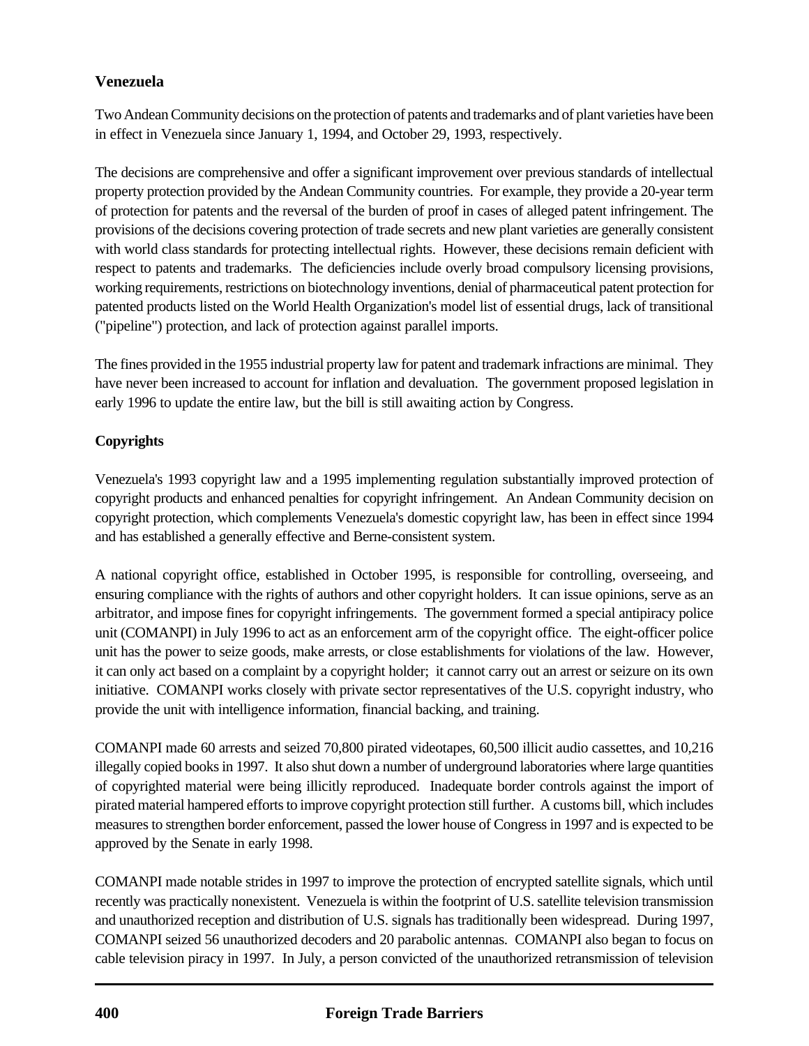## Venezuela

Two Andean Community decisions on the protection of patents and trademarks and of plant varieties have been in effect in Venezuela since January 1, 1994, and October 29, 1993, respectively.

The decisions are comprehensive and offer a significant improvement over previous standards of intellectual property protection provided by the Andean Community countries. For example, they provide a 20-year term of protection for patents and the reversal of the burden of proof in cases of alleged patent infringement. The provisions of the decisions covering protection of trade secrets and new plant varieties are generally consistent with world class standards for protecting intellectual rights. However, these decisions remain deficient with respect to patents and trademarks. The deficiencies include overly broad compulsory licensing provisions, working requirements, restrictions on biotechnology inventions, denial of pharmaceutical patent protection for patented products listed on the World Health Organization's model list of essential drugs, lack of transitional ("pipeline") protection, and lack of protection against parallel imports.

The fines provided in the 1955 industrial property law for patent and trademark infractions are minimal. They have never been increased to account for inflation and devaluation. The government proposed legislation in early 1996 to update the entire law, but the bill is still awaiting action by Congress.

### Copyrights

Venezuela's 1993 copyright law and a 1995 implementing regulation substantially improved protection of copyright products and enhanced penalties for copyright infringement. An Andean Community decision on copyright protection, which complements Venezuela's domestic copyright law, has been in effect since 1994 and has established a generally effective and Berne-consistent system.

A national copyright office, established in October 1995, is responsible for controlling, overseeing, and ensuring compliance with the rights of authors and other copyright holders. It can issue opinions, serve as an arbitrator, and impose fines for copyright infringements. The government formed a special antipiracy police unit (COMANPI) in July 1996 to act as an enforcement arm of the copyright office. The eight-officer police unit has the power to seize goods, make arrests, or close establishments for violations of the law. However, it can only act based on a complaint by a copyright holder; it cannot carry out an arrest or seizure on its own initiative. COMANPI works closely with private sector representatives of the U.S. copyright industry, who provide the unit with intelligence information, financial backing, and training.

COMANPI made 60 arrests and seized 70,800 pirated videotapes, 60,500 illicit audio cassettes, and 10,216 illegally copied books in 1997. It also shut down a number of underground laboratories where large quantities of copyrighted material were being illicitly reproduced. Inadequate border controls against the import of pirated material hampered efforts to improve copyright protection still further. A customs bill, which includes measures to strengthen border enforcement, passed the lower house of Congress in 1997 and is expected to be approved by the Senate in early 1998.

COMANPI made notable strides in 1997 to improve the protection of encrypted satellite signals, which until recently was practically nonexistent. Venezuela is within the footprint of U.S. satellite television transmission and unauthorized reception and distribution of U.S. signals has traditionally been widespread. During 1997, COMANPI seized 56 unauthorized decoders and 20 parabolic antennas. COMANPI also began to focus on cable television piracy in 1997. In July, a person convicted of the unauthorized retransmission of television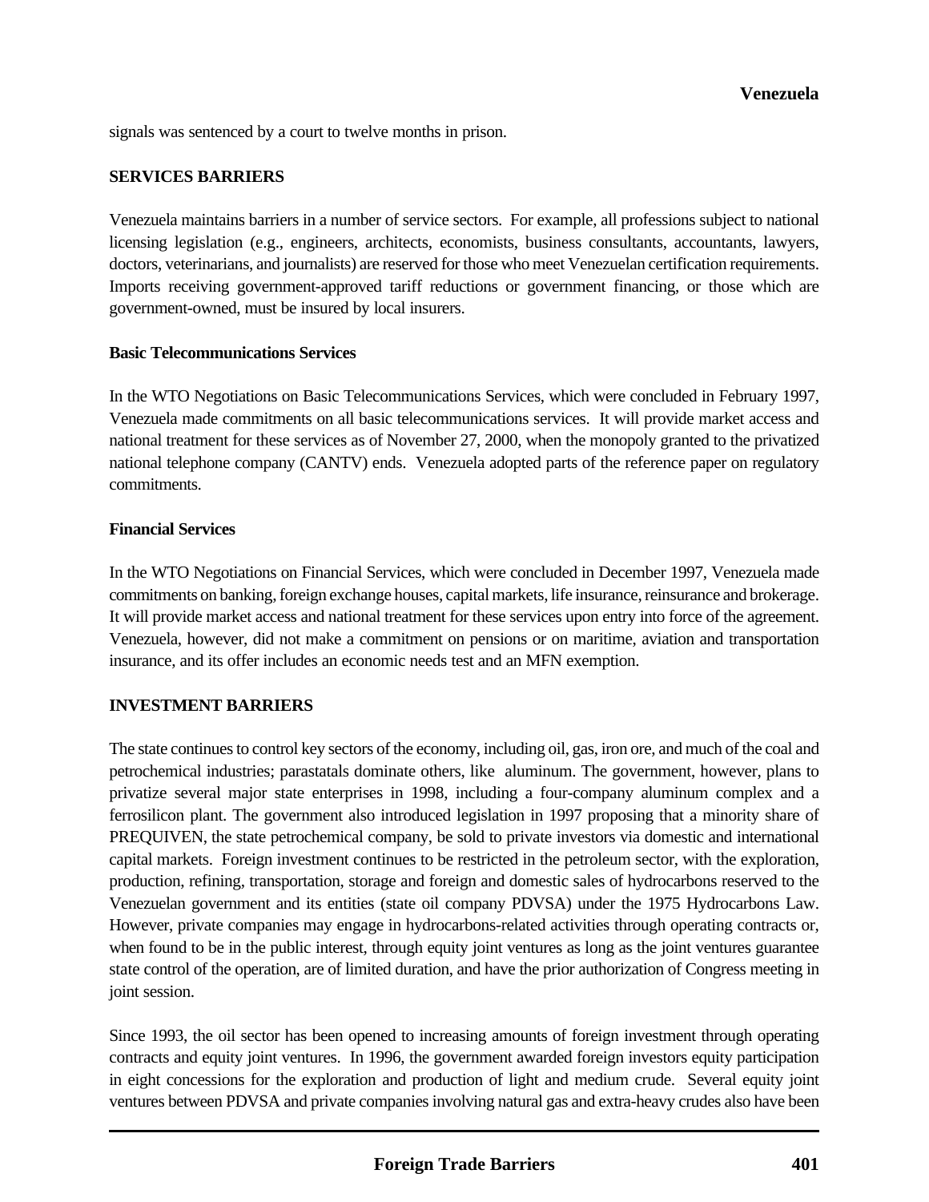signals was sentenced by a court to twelve months in prison.

## SERVICES BARRIERS

Venezuela maintains barriers in a number of service sectors. For example, all professions subject to national licensing legislation (e.g., engineers, architects, economists, business consultants, accountants, lawyers, doctors, veterinarians, and journalists) are reserved for those who meet Venezuelan certification requirements. Imports receiving government-approved tariff reductions or government financing, or those which are government-owned, must be insured by local insurers.

### Basic Telecommunications Services

In the WTO Negotiations on Basic Telecommunications Services, which were concluded in February 1997, Venezuela made commitments on all basic telecommunications services. It will provide market access and national treatment for these services as of November 27, 2000, when the monopoly granted to the privatized national telephone company (CANTV) ends. Venezuela adopted parts of the reference paper on regulatory commitments.

### Financial Services

In the WTO Negotiations on Financial Services, which were concluded in December 1997, Venezuela made commitments on banking, foreign exchange houses, capital markets, life insurance, reinsurance and brokerage. It will provide market access and national treatment for these services upon entry into force of the agreement. Venezuela, however, did not make a commitment on pensions or on maritime, aviation and transportation insurance, and its offer includes an economic needs test and an MFN exemption.

## INVESTMENT BARRIERS

The state continues to control key sectors of the economy, including oil, gas, iron ore, and much of the coal and petrochemical industries; parastatals dominate others, like aluminum. The government, however, plans to privatize several major state enterprises in 1998, including a four-company aluminum complex and a ferrosilicon plant. The government also introduced legislation in 1997 proposing that a minority share of PREQUIVEN, the state petrochemical company, be sold to private investors via domestic and international capital markets. Foreign investment continues to be restricted in the petroleum sector, with the exploration, production, refining, transportation, storage and foreign and domestic sales of hydrocarbons reserved to the Venezuelan government and its entities (state oil company PDVSA) under the 1975 Hydrocarbons Law. However, private companies may engage in hydrocarbons-related activities through operating contracts or, when found to be in the public interest, through equity joint ventures as long as the joint ventures guarantee state control of the operation, are of limited duration, and have the prior authorization of Congress meeting in joint session.

Since 1993, the oil sector has been opened to increasing amounts of foreign investment through operating contracts and equity joint ventures. In 1996, the government awarded foreign investors equity participation in eight concessions for the exploration and production of light and medium crude. Several equity joint ventures between PDVSA and private companies involving natural gas and extra-heavy crudes also have been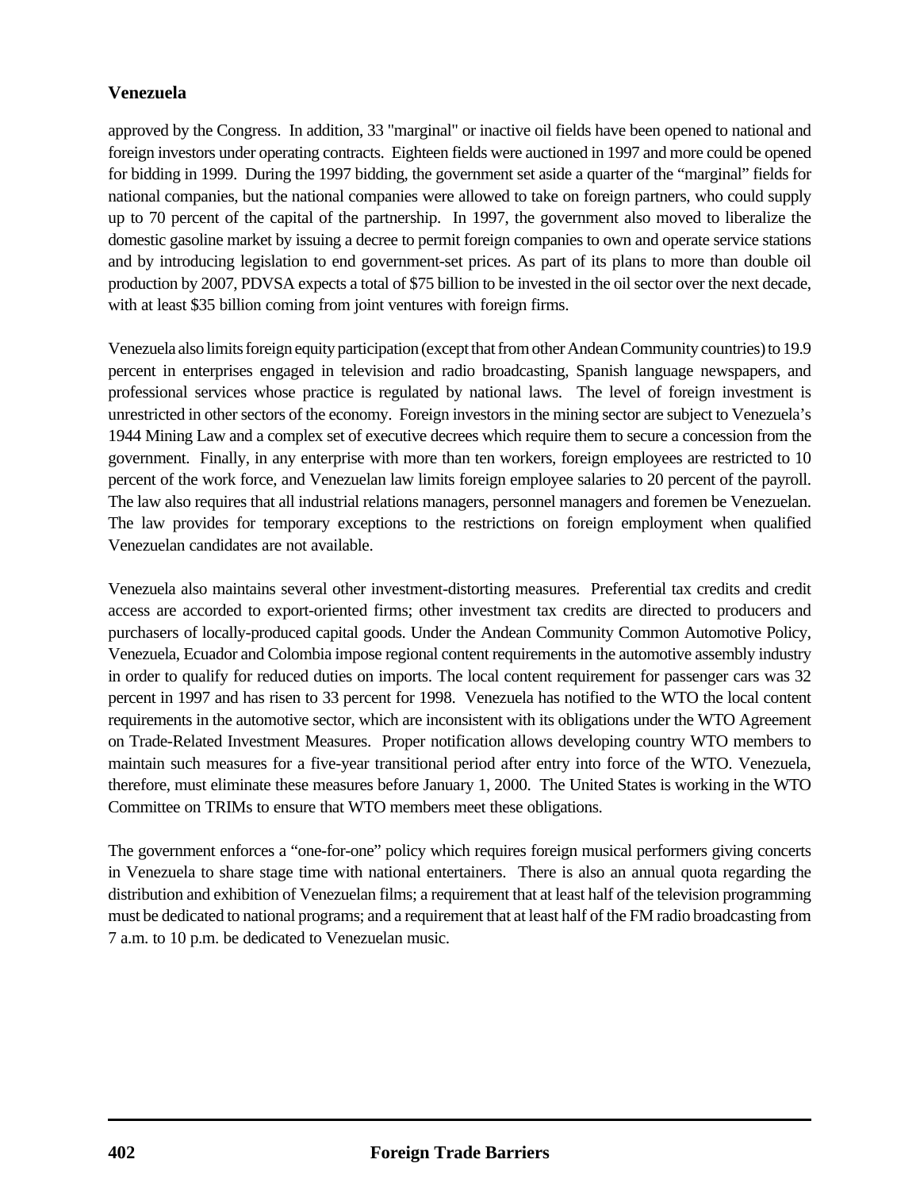approved by the Congress. In addition, 33 "marginal" or inactive oil fields have been opened to national and foreign investors under operating contracts. Eighteen fields were auctioned in 1997 and more could be opened for bidding in 1999. During the 1997 bidding, the government set aside a quarter of the “marginal” fields for national companies, but the national companies were allowed to take on foreign partners, who could supply up to 70 percent of the capital of the partnership. In 1997, the government also moved to liberalize the domestic gasoline market by issuing a decree to permit foreign companies to own and operate service stations and by introducing legislation to end government-set prices. As part of its plans to more than double oil production by 2007, PDVSA expects a total of $75 billion to be invested in the oil sector over the next decade, with at least $35 billion coming from joint ventures with foreign firms.

Venezuela also limits foreign equity participation (except that from other Andean Community countries) to 19.9 percent in enterprises engaged in television and radio broadcasting, Spanish language newspapers, and professional services whose practice is regulated by national laws. The level of foreign investment is unrestricted in other sectors of the economy. Foreign investors in the mining sector are subject to Venezuela’s 1944 Mining Law and a complex set of executive decrees which require them to secure a concession from the government. Finally, in any enterprise with more than ten workers, foreign employees are restricted to 10 percent of the work force, and Venezuelan law limits foreign employee salaries to 20 percent of the payroll. The law also requires that all industrial relations managers, personnel managers and foremen be Venezuelan. The law provides for temporary exceptions to the restrictions on foreign employment when qualified Venezuelan candidates are not available.

Venezuela also maintains several other investment-distorting measures. Preferential tax credits and credit access are accorded to export-oriented firms; other investment tax credits are directed to producers and purchasers of locally-produced capital goods. Under the Andean Community Common Automotive Policy, Venezuela, Ecuador and Colombia impose regional content requirements in the automotive assembly industry in order to qualify for reduced duties on imports. The local content requirement for passenger cars was 32 percent in 1997 and has risen to 33 percent for 1998. Venezuela has notified to the WTO the local content requirements in the automotive sector, which are inconsistent with its obligations under the WTO Agreement on Trade-Related Investment Measures. Proper notification allows developing country WTO members to maintain such measures for a five-year transitional period after entry into force of the WTO. Venezuela, therefore, must eliminate these measures before January 1, 2000. The United States is working in the WTO Committee on TRIMs to ensure that WTO members meet these obligations.

The government enforces a “one-for-one” policy which requires foreign musical performers giving concerts in Venezuela to share stage time with national entertainers. There is also an annual quota regarding the distribution and exhibition of Venezuelan films; a requirement that at least half of the television programming must be dedicated to national programs; and a requirement that at least half of the FM radio broadcasting from 7 a.m. to 10 p.m. be dedicated to Venezuelan music.